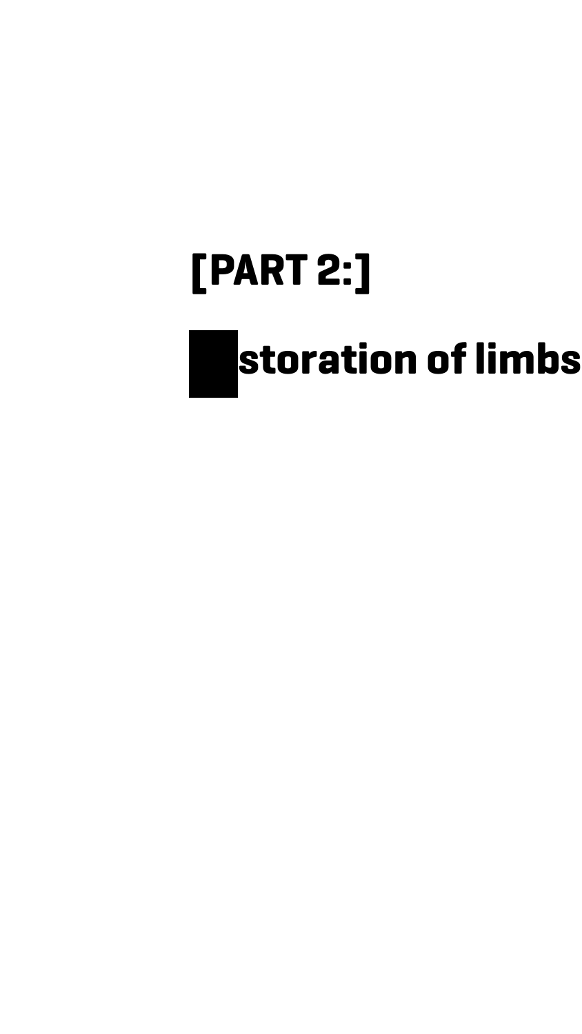# [PART 2:]

## storation of limbs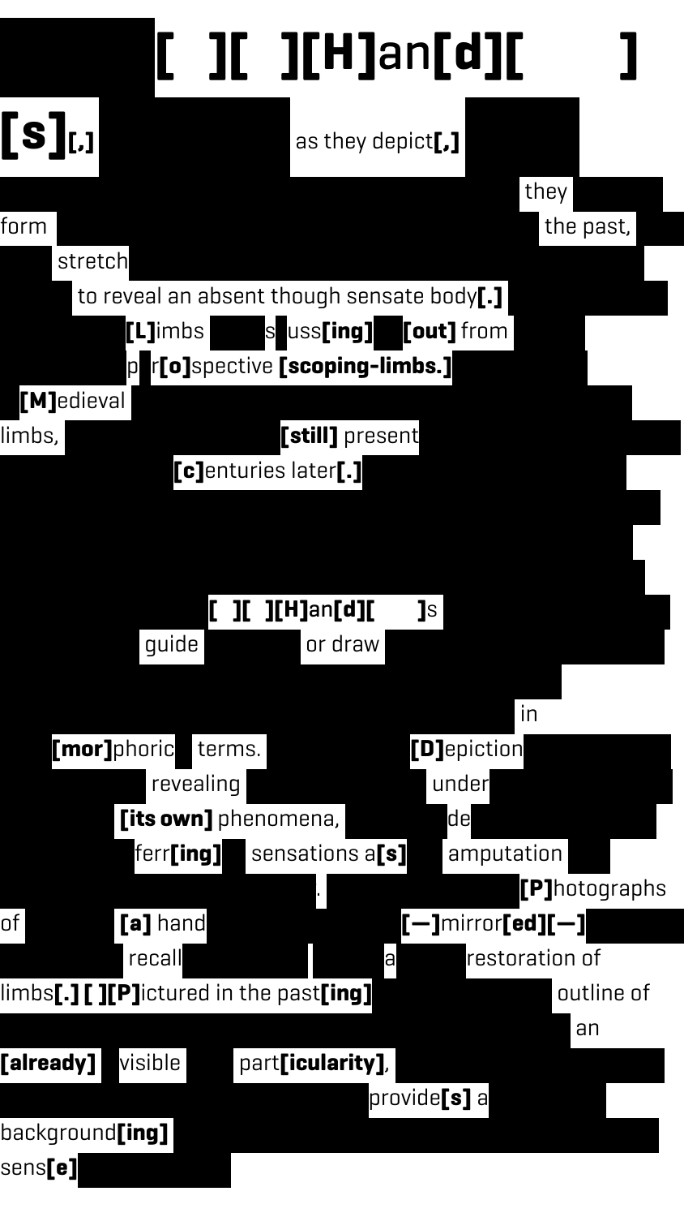# [ ][ ][H]an[d][ ]

# [s][,]

as they depict[,]

they

form the past,

stretch

to reveal an absent though sensate body[.]

[L]imbs s uss[ing] [out] from

p r[o]spective [scoping-limbs.]

[M]edieval

limbs, [still] present

[c]enturies later[.]

[ ][ ][H]an[d][ ]s

guide or draw

in

[mor]phoric terms. [D]epiction

revealing under

[its own] phenomena, de

ferr[ing] sensations a[s] amputation

. [P]hotographs

of [a] hand [—]mirror[ed][—]

recall a restoration of

limbs[.] [ ][P]ictured in the past[ing] outline of

an

[already] visible part[icularity],

provide[s] a

background[ing]

sens[e]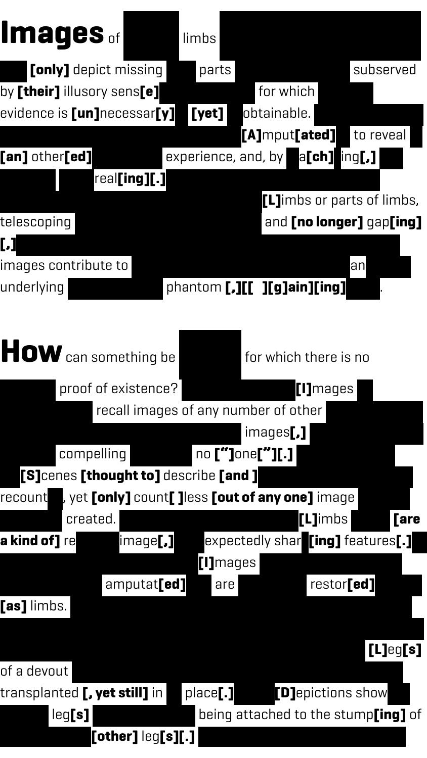**Images** of limbs **[only]** depict missing parts subserved by **[their]** illusory sens**[e]** for which evidence is **[un]**necessar**[y]** **[yet]** obtainable. **[A]**mput**[ated]** to reveal **[an]** other**[ed]** experience, and, by a**[ch]** ing**[,]** real**[ing][.]** **[L]**imbs or parts of limbs, telescoping and **[no longer]** gap**[ing][,]** images contribute to an underlying phantom **[,][[ ][g]ain][ing]**.

**How** can something be for which there is no proof of existence? **[I]**mages recall images of any number of other images**[,]** compelling no **[“]**one**[”][.]** **[S]**cenes **[thought to]** describe **[and ]** recount, yet **[only]** count**[ ]**less **[out of any one]** image created. **[L]**imbs **[are a kind of]** re image**[,]** expectedly shar**[ing]** features**[.]** **[I]**mages amputat**[ed]** are restor**[ed]** **[as]** limbs. **[L]**eg**[s]** of a devout transplanted **[, yet still]** in place**[.]** **[D]**epictions show leg**[s]** being attached to the stump**[ing]** of **[other]** leg**[s][.]**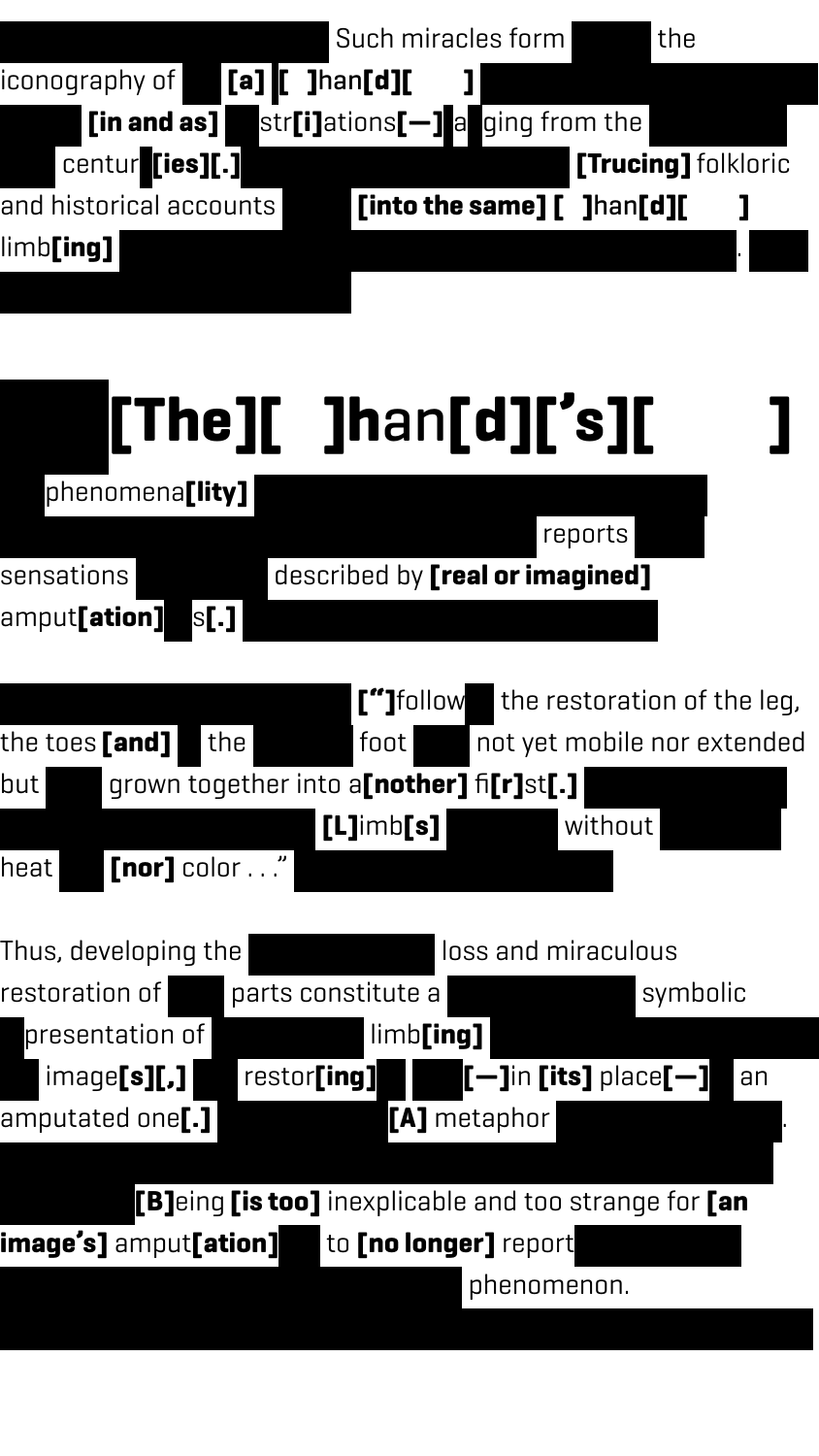Such miracles form the iconography of **[a]** **[ ]**han**[d][ ]** **[in and as]** str**[i]**ations**[—]** a ging from the centur**[ies][.]** **[Trucing]** folkloric and historical accounts **[into the same]** **[ ]**han**[d][ ]** limb**[ing]** .

# **[The][ ]**han**[d][’s][ ]**

phenomena**[lity]**

reports sensations described by **[real or imagined]** amput**[ation]** s**[.]**

**[“]**follow the restoration of the leg, the toes **[and]** the foot not yet mobile nor extended but grown together into a**[nother]** fi**[r]**st**[.]** **[L]**imb**[s]** without heat **[nor]** color . . .”

Thus, developing the loss and miraculous restoration of parts constitute a symbolic presentation of limb**[ing]** image**[s][,]** restor**[ing]** **[—]**in **[its]** place**[—]** an amputated one**[.]** **[A]** metaphor .

**[B]**eing **[is too]** inexplicable and too strange for **[an image’s]** amput**[ation]** to **[no longer]** report phenomenon.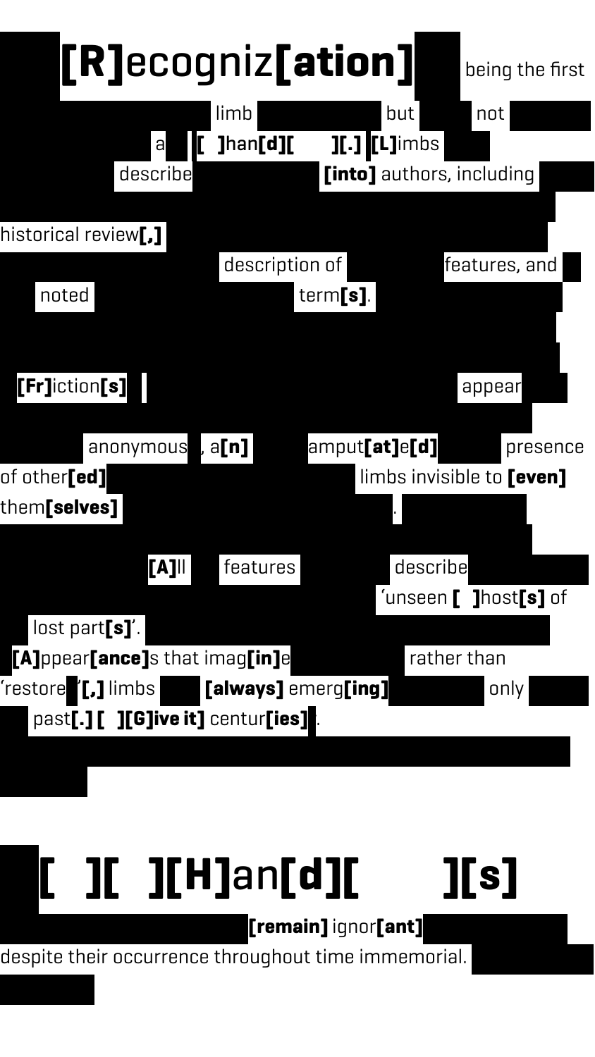# [R]ecogniz[ation] being the first

limb but not

a [ ]han[d][ ][.] [L]imbs

describe [into] authors, including

historical review[,]

description of features, and

noted term[s].

[Fr]iction[s] appear

anonymous, a[n] amput[at]e[d] presence of other[ed] limbs invisible to [even] them[selves].

[A]ll features describe 'unseen [ ]host[s] of lost part[s]'.

[A]ppear[ance]s that imag[in]e rather than 'restore'[,] limbs [always] emerg[ing] only past[.] [ ][G]ive it] centur[ies].

# [ ][ ][H]an[d][ ][s]

[remain] ignor[ant] despite their occurrence throughout time immemorial.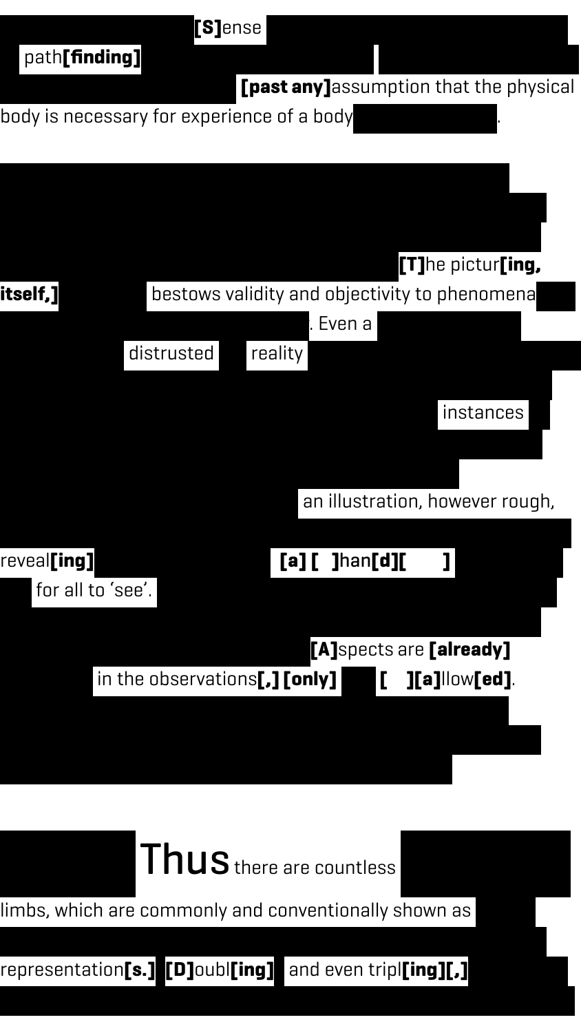[S]ense

path[finding]

[past any]assumption that the physical body is necessary for experience of a body.

[T]he pictur[ing, itself,] bestows validity and objectivity to phenomena. Even a distrusted reality

instances

an illustration, however rough,

reveal[ing] [a] [ ]han[d][ ] for all to 'see'.

[A]spects are [already] in the observations[,] [only] [ ][a]llow[ed].

Thus there are countless limbs, which are commonly and conventionally shown as representation[s.] [D]oubl[ing] and even tripl[ing][,]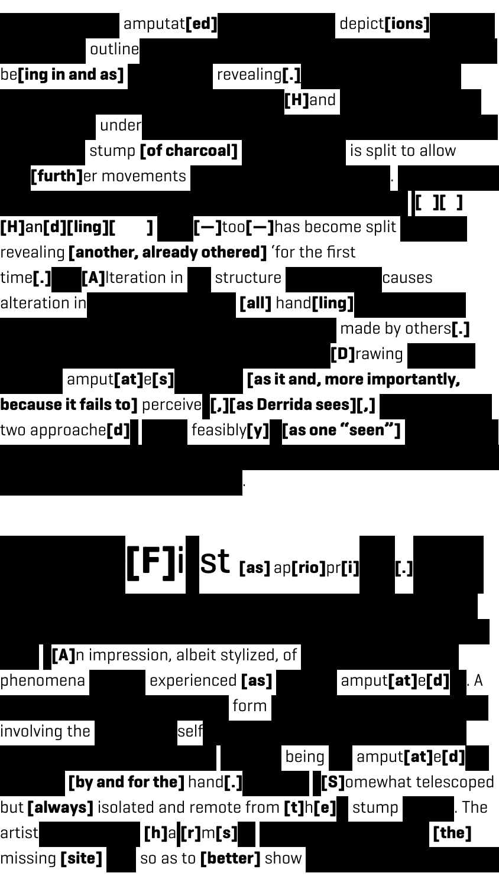amputat**[ed]** depict**[ions]** outline be**[ing in and as]** revealing**[.]** **[H]**and under stump **[of charcoal]** is split to allow **[furth]**er movements . **[ ][ ]** **[H]**an**[d][ling][ ]** **[—]**too**[—]**has become split revealing **[another, already othered]** 'for the first time**[.]** **[A]**lteration in structure causes alteration in **[all]** hand**[ling]** made by others**[.]** **[D]**rawing amput**[at]**e**[s]** **[as it and, more importantly, because it fails to]** perceive **[,][as Derrida sees][,]** two approache**[d]** feasibly**[y]** **[as one "seen"]** .

# [F]i st [as] ap[rio]pr[i] [.]

**[A]**n impression, albeit stylized, of phenomena experienced **[as]** amput**[at]**e**[d]**. A form involving the self being amput**[at]**e**[d]** **[by and for the]** hand**[.]** **[S]**omewhat telescoped but **[always]** isolated and remote from **[t]**h**[e]** stump . The artist **[h]**a**[r]**m**[s]** **[the]** missing **[site]** so as to **[better]** show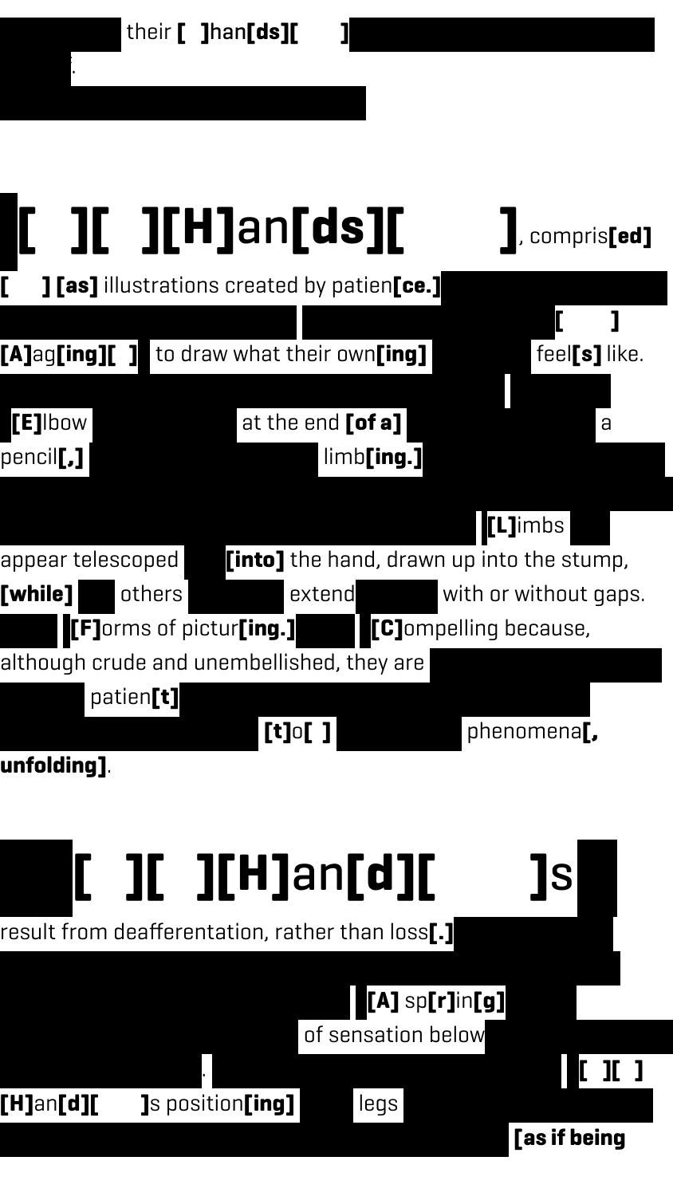their [ ]han[ds][ ]

.

# [ ][ ][H]an[ds][ ], compris[ed]

[ ] [as] illustrations created by patien[ce.] [ ] [A]ag[ing][ ] to draw what their own[ing] feel[s] like.

[E]lbow at the end [of a] a pencil[,] limb[ing.]

[L]imbs appear telescoped [into] the hand, drawn up into the stump, [while] others extend with or without gaps. [F]orms of pictur[ing.] [C]ompelling because, although crude and unembellished, they are patien[t] [t]o[ ] phenomena[, unfolding].

# [ ][ ][H]an[d][ ]s

result from deafferentation, rather than loss[.] [A] sp[r]in[g] of sensation below . [ ][ ] [H]an[d][ ]s position[ing] legs [as if being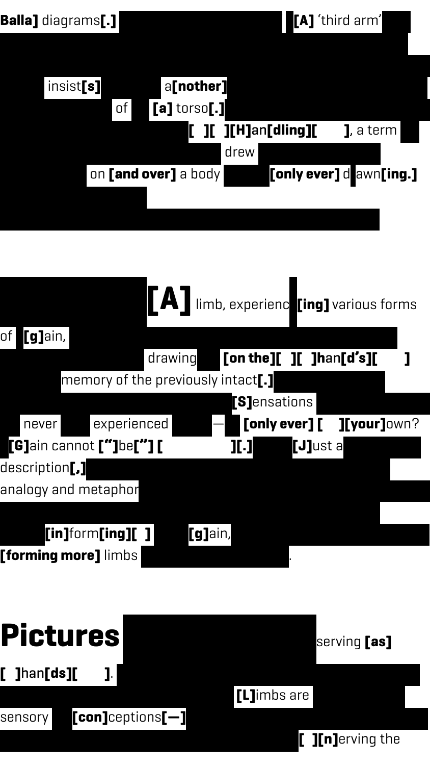**Balla]** diagrams**[.]** **[A]** 'third arm'

insist**[s]** a**[nother]**

of **[a]** torso**[.]**

**[ ][ ][H]**an**[dling][ ]**, a term

drew

on **[and over]** a body **[only ever]** d awn**[ing.]**

**[A]** limb, experienc **[ing]** various forms of **[g]**ain,

drawing **[on the][ ][ ]h**an**[d's][ ]** memory of the previously intact**[.]**

**[S]**ensations never experienced — **[only ever] [ ][your]**own? **[G]**ain cannot **["]**be**["] [ ][.]** **[J]**ust a description**[,]**

analogy and metaphor

**[in]**form**[ing][ ]** **[g]**ain, **[forming more]** limbs .

# Pictures

serving **[as]** **[ ]**han**[ds][ ]**.

**[L]**imbs are sensory **[con]**ceptions**[—]**

**[ ][n]**erving the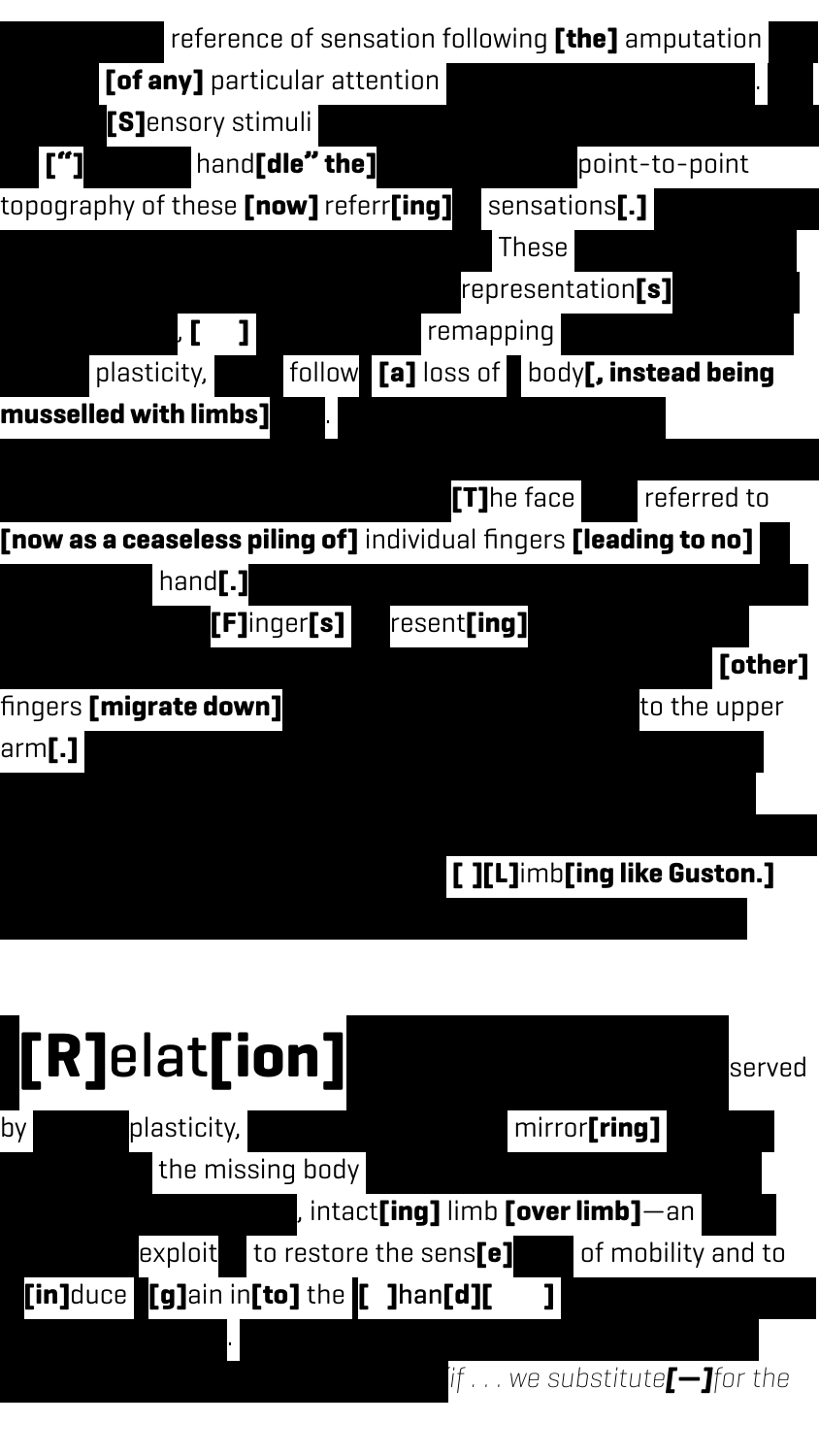reference of sensation following **[the]** amputation **[of any]** particular attention . **[S]**ensory stimuli **[“]** hand**[dle” the]** point-to-point topography of these **[now]** referr**[ing]** sensations**[.]** These representation**[s]** , **[ ]** remapping plasticity, follow **[a]** loss of body**[, instead being musselled with limbs]** .

**[T]**he face referred to **[now as a ceaseless piling of]** individual fingers **[leading to no]** hand**[.]** **[F]**inger**[s]** resent**[ing]** **[other]** fingers **[migrate down]** to the upper arm**[.]** **[ ][L]**imb**[ing like Guston.]**

# **[R]**elat**[ion]**

served by plasticity, mirror**[ring]** the missing body , intact**[ing]** limb **[over limb]**—an exploit to restore the sens**[e]** of mobility and to **[in]**duce **[g]**ain in**[to]** the **[ ]**han**[d][ ]** .

*if . . . we substitute**[—]**for the*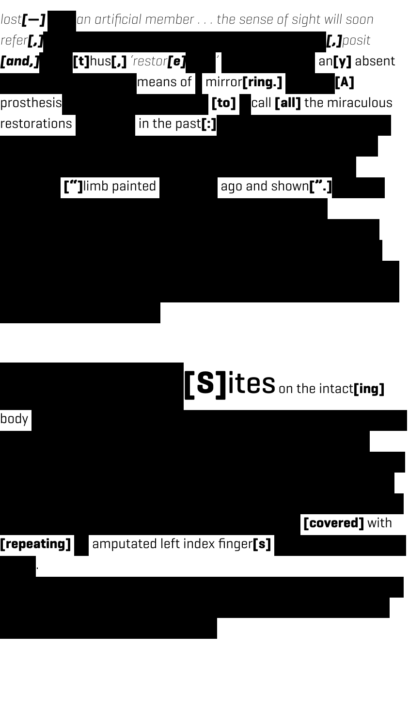*lost*[—] *an artificial member . . . the sense of sight will soon refer*[,] [,]*posit* [and,] [t]hus[,] *'restor*[e]*'* an[y] absent means of mirror[ring.] [A] prosthesis [to] call [all] the miraculous restorations in the past[:]

["]limb painted ago and shown[".]

# [S]ites on the intact[ing] body

[covered] with [repeating] amputated left index finger[s].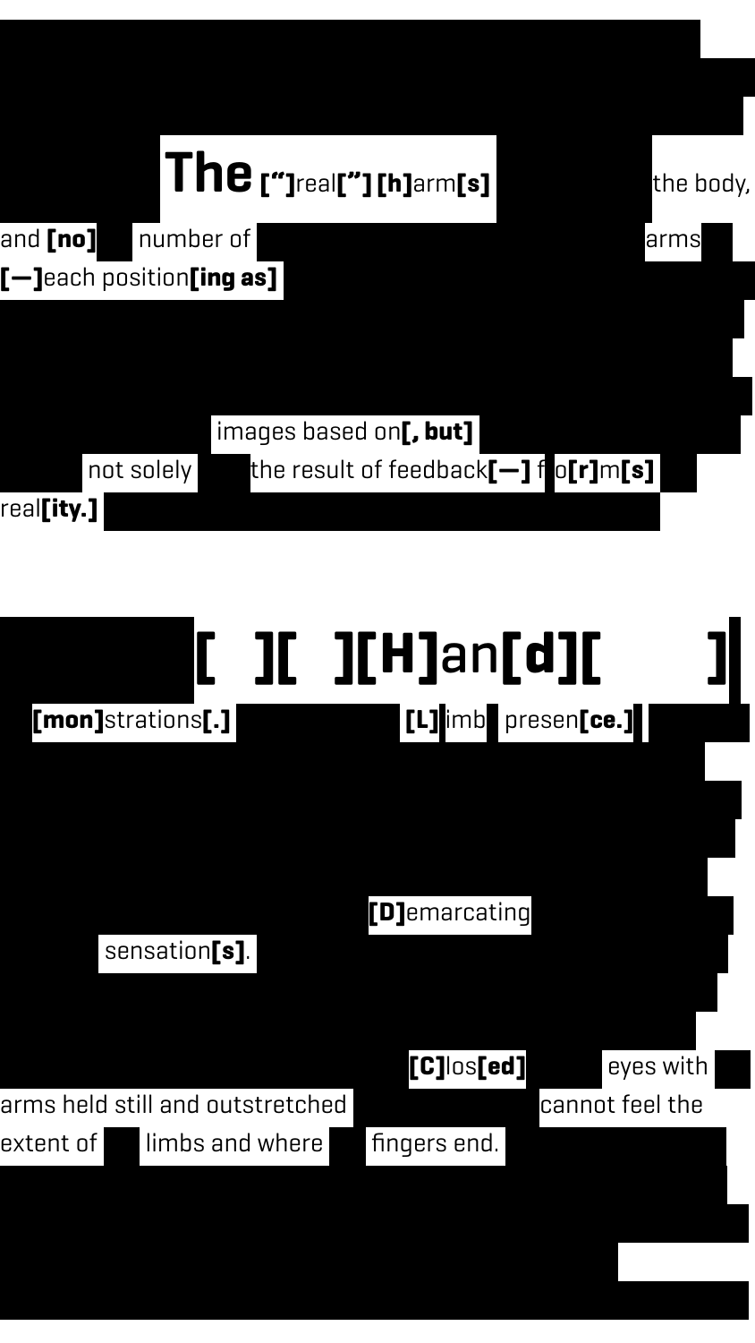**The** **["]**real**["]** **[h]**arm**[s]** the body,

and **[no]** number of arms

**[—]**each position**[ing as]**

images based on**[, but]**

not solely the result of feedback**[—]** f o**[r]**m**[s]**

real**[ity.]**

# [ ][ ][H]an[d][ ]

**[mon]**strations**[.]** **[L]**imb presen**[ce.]**

**[D]**emarcating

sensation**[s]**.

**[C]**los**[ed]** eyes with

arms held still and outstretched cannot feel the

extent of limbs and where fingers end.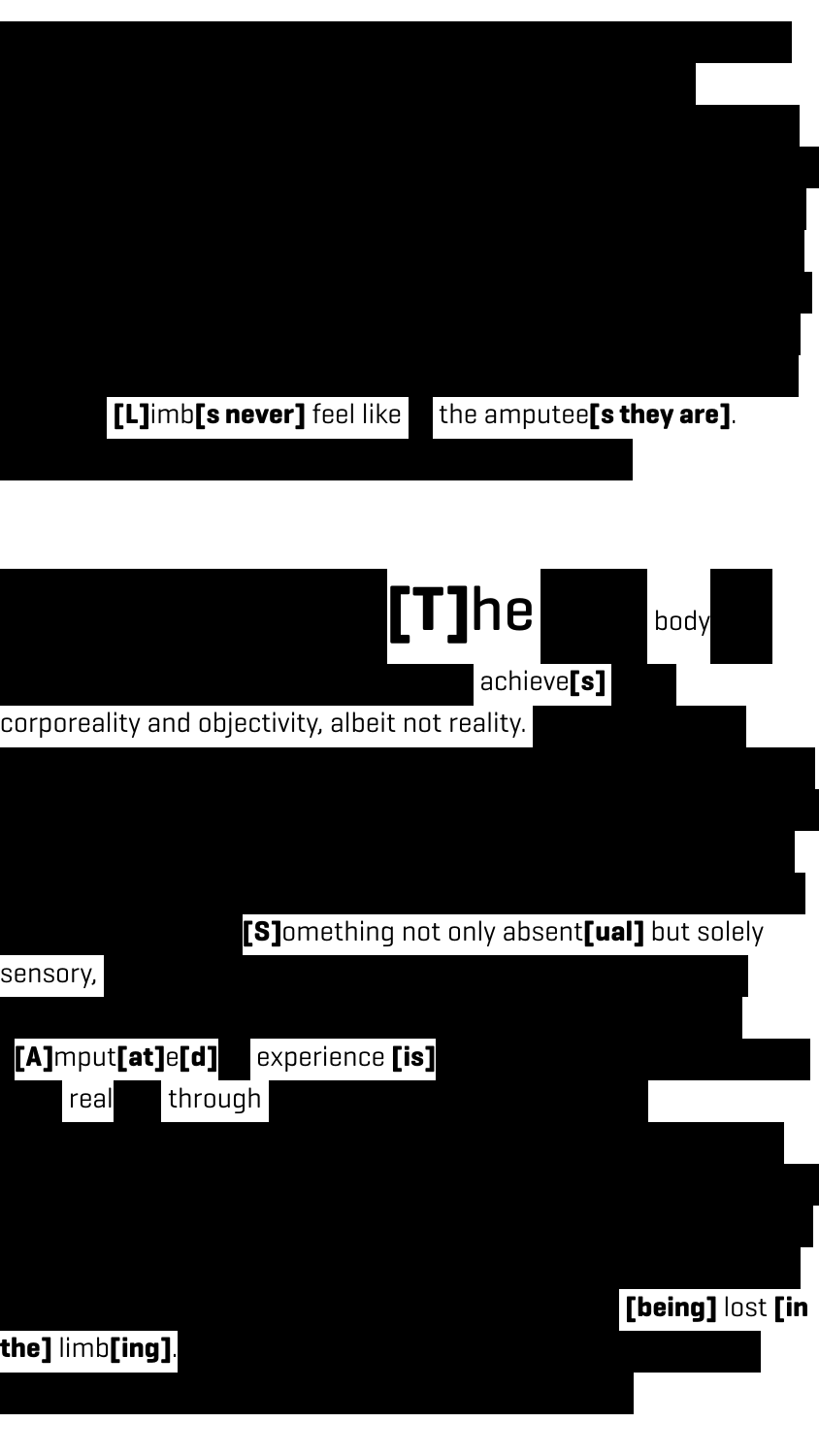**[L]**imb**[s never]** feel like the amputee**[s they are]**.

**[T]**he body achieve**[s]** corporeality and objectivity, albeit not reality.

**[S]**omething not only absent**[ual]** but solely sensory,

**[A]**mput**[at]**e**[d]** experience **[is]** real through

**[being]** lost **[in the]** limb**[ing]**.